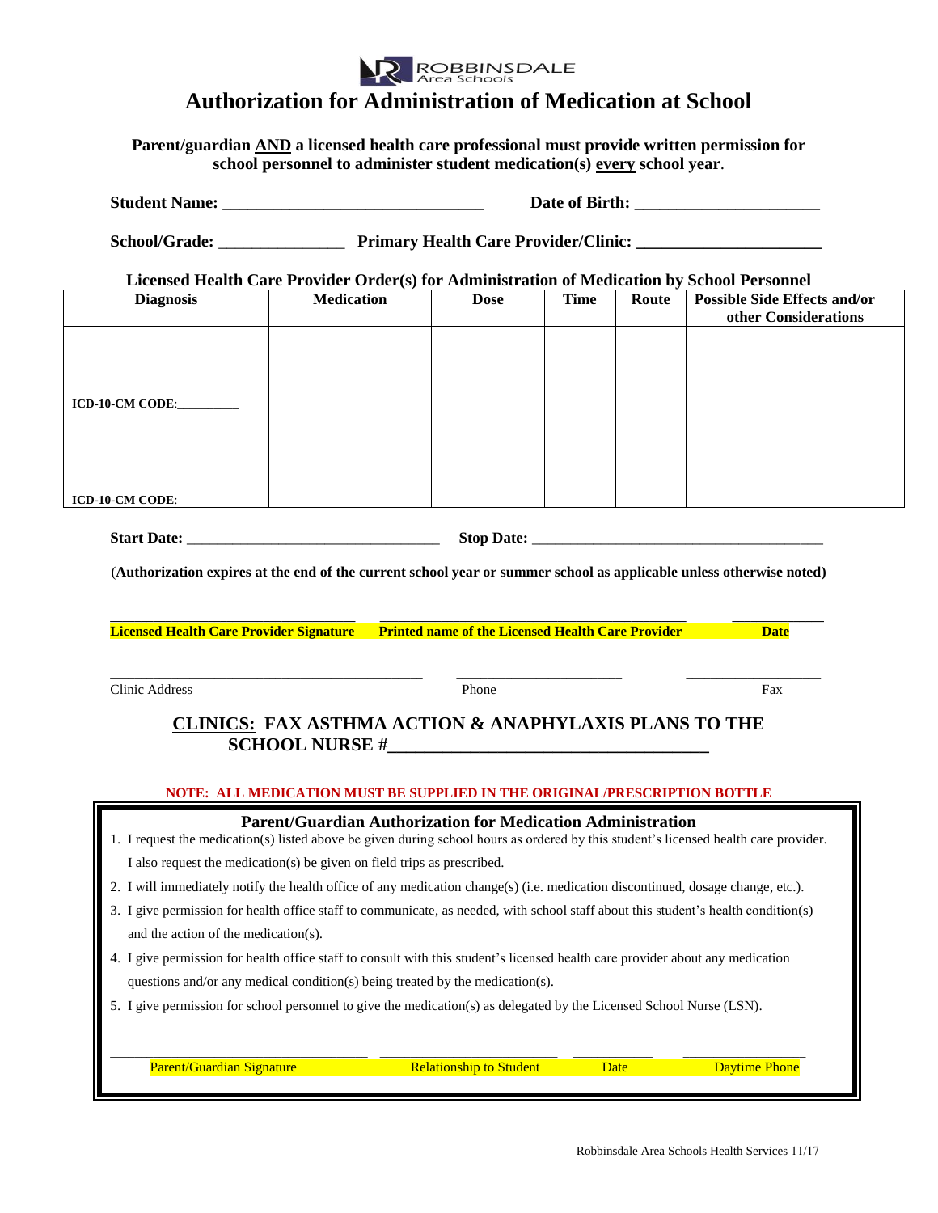ROBBINSDALE Area Schools

# Authorization for Administration of Medication at School

**Parent/guardian AND a licensed health care professional must provide written permission for school personnel to administer student medication(s) every school year.**

**Student Name:** _______________________________ **Date of Birth:** ______________________

**School/Grade:** _______________ **Primary Health Care Provider/Clinic:** ______________________

**Licensed Health Care Provider Order(s) for Administration of Medication by School Personnel**

| Diagnosis | Medication | Dose | Time | Route | Possible Side Effects and/or other Considerations |
|---|---|---|---|---|---|
| ICD-10-CM CODE:_________ | | | | | |
| ICD-10-CM CODE:_________ | | | | | |

**Start Date:** _________________________________ **Stop Date:** _____________________________________

(**Authorization expires at the end of the current school year or summer school as applicable unless otherwise noted)**

_______________________________ _______________________________________ ____________
**Licensed Health Care Provider Signature** **Printed name of the Licensed Health Care Provider** **Date**

_____________________________________________ _______________________ ___________________
Clinic Address Phone Fax

## CLINICS: FAX ASTHMA ACTION & ANAPHYLAXIS PLANS TO THE SCHOOL NURSE #___________________________________

**NOTE: ALL MEDICATION MUST BE SUPPLIED IN THE ORIGINAL/PRESCRIPTION BOTTLE**

### Parent/Guardian Authorization for Medication Administration

1. I request the medication(s) listed above be given during school hours as ordered by this student's licensed health care provider. I also request the medication(s) be given on field trips as prescribed.
2. I will immediately notify the health office of any medication change(s) (i.e. medication discontinued, dosage change, etc.).
3. I give permission for health office staff to communicate, as needed, with school staff about this student's health condition(s) and the action of the medication(s).
4. I give permission for health office staff to consult with this student's licensed health care provider about any medication questions and/or any medical condition(s) being treated by the medication(s).
5. I give permission for school personnel to give the medication(s) as delegated by the Licensed School Nurse (LSN).

_____________________________________ _________________________ ___________ __________________
Parent/Guardian Signature Relationship to Student Date Daytime Phone

Robbinsdale Area Schools Health Services 11/17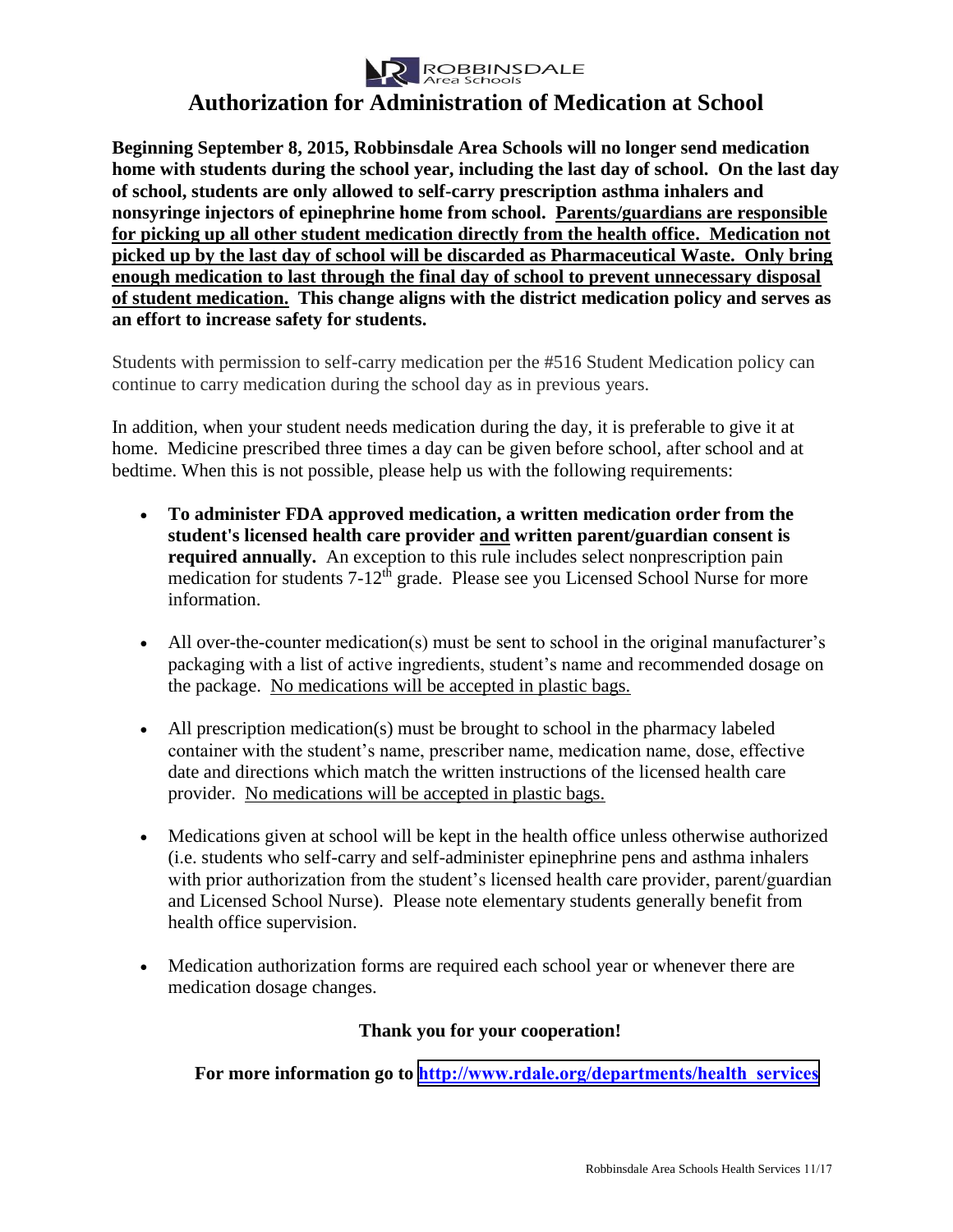ROBBINSDALE Area Schools

# Authorization for Administration of Medication at School

**Beginning September 8, 2015, Robbinsdale Area Schools will no longer send medication home with students during the school year, including the last day of school. On the last day of school, students are only allowed to self-carry prescription asthma inhalers and nonsyringe injectors of epinephrine home from school. Parents/guardians are responsible for picking up all other student medication directly from the health office. Medication not picked up by the last day of school will be discarded as Pharmaceutical Waste. Only bring enough medication to last through the final day of school to prevent unnecessary disposal of student medication. This change aligns with the district medication policy and serves as an effort to increase safety for students.**

Students with permission to self-carry medication per the #516 Student Medication policy can continue to carry medication during the school day as in previous years.

In addition, when your student needs medication during the day, it is preferable to give it at home. Medicine prescribed three times a day can be given before school, after school and at bedtime. When this is not possible, please help us with the following requirements:

- **To administer FDA approved medication, a written medication order from the student's licensed health care provider and written parent/guardian consent is required annually.** An exception to this rule includes select nonprescription pain medication for students 7-12th grade. Please see you Licensed School Nurse for more information.
- All over-the-counter medication(s) must be sent to school in the original manufacturer's packaging with a list of active ingredients, student's name and recommended dosage on the package. No medications will be accepted in plastic bags.
- All prescription medication(s) must be brought to school in the pharmacy labeled container with the student's name, prescriber name, medication name, dose, effective date and directions which match the written instructions of the licensed health care provider. No medications will be accepted in plastic bags.
- Medications given at school will be kept in the health office unless otherwise authorized (i.e. students who self-carry and self-administer epinephrine pens and asthma inhalers with prior authorization from the student's licensed health care provider, parent/guardian and Licensed School Nurse). Please note elementary students generally benefit from health office supervision.
- Medication authorization forms are required each school year or whenever there are medication dosage changes.

**Thank you for your cooperation!**

**For more information go to http://www.rdale.org/departments/health_services**

Robbinsdale Area Schools Health Services 11/17